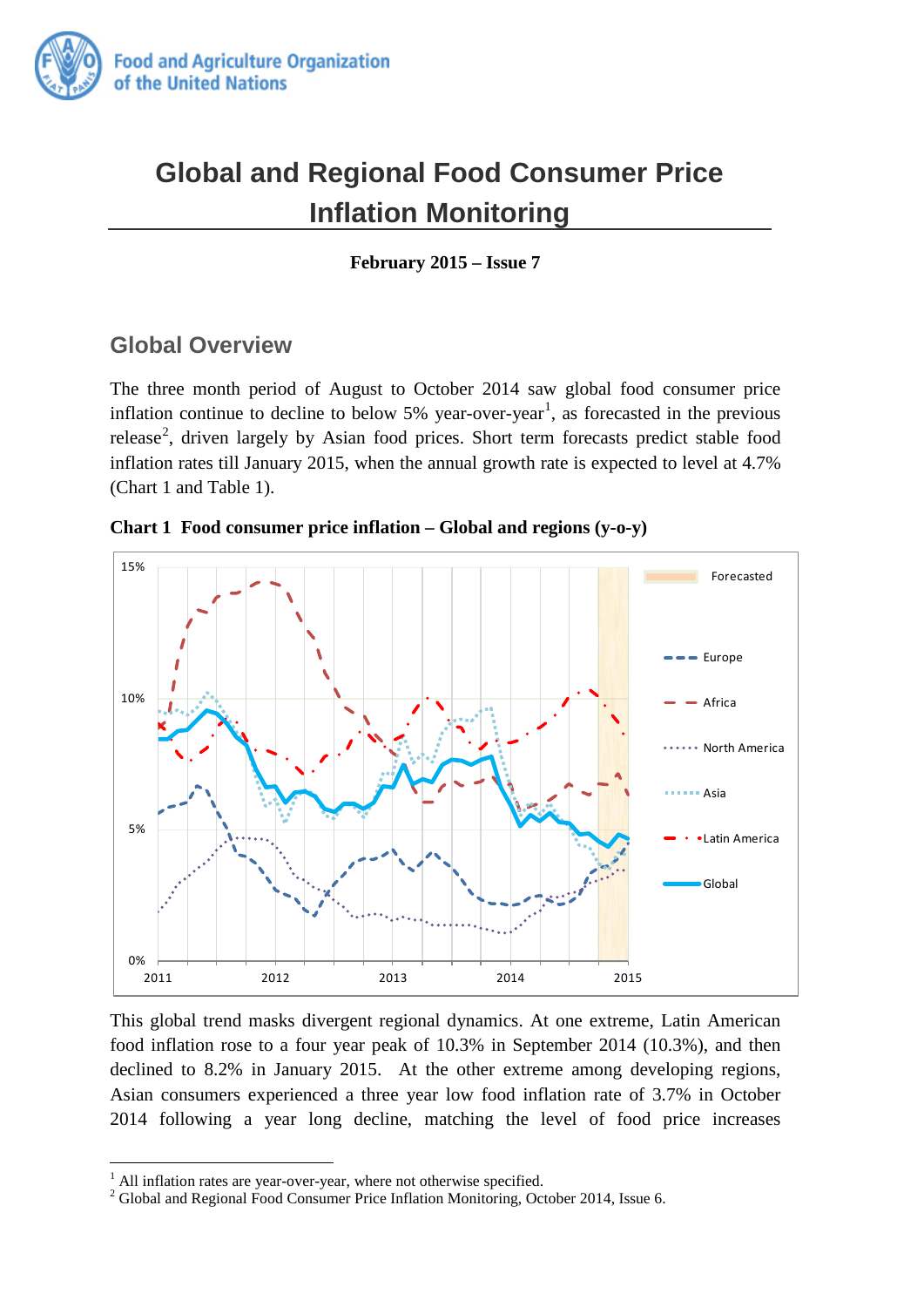Food and Agriculture Organization of the United Nations

# Global and Regional Food Consumer Price Inflation Monitoring

**February 2015 – Issue 7**

## Global Overview

The three month period of August to October 2014 saw global food consumer price inflation continue to decline to below 5% year-over-year[1], as forecasted in the previous release[2], driven largely by Asian food prices. Short term forecasts predict stable food inflation rates till January 2015, when the annual growth rate is expected to level at 4.7% (Chart 1 and Table 1).

**Chart 1 Food consumer price inflation – Global and regions (y-o-y)**

This global trend masks divergent regional dynamics. At one extreme, Latin American food inflation rose to a four year peak of 10.3% in September 2014 (10.3%), and then declined to 8.2% in January 2015. At the other extreme among developing regions, Asian consumers experienced a three year low food inflation rate of 3.7% in October 2014 following a year long decline, matching the level of food price increases

[1] All inflation rates are year-over-year, where not otherwise specified.

[2] Global and Regional Food Consumer Price Inflation Monitoring, October 2014, Issue 6.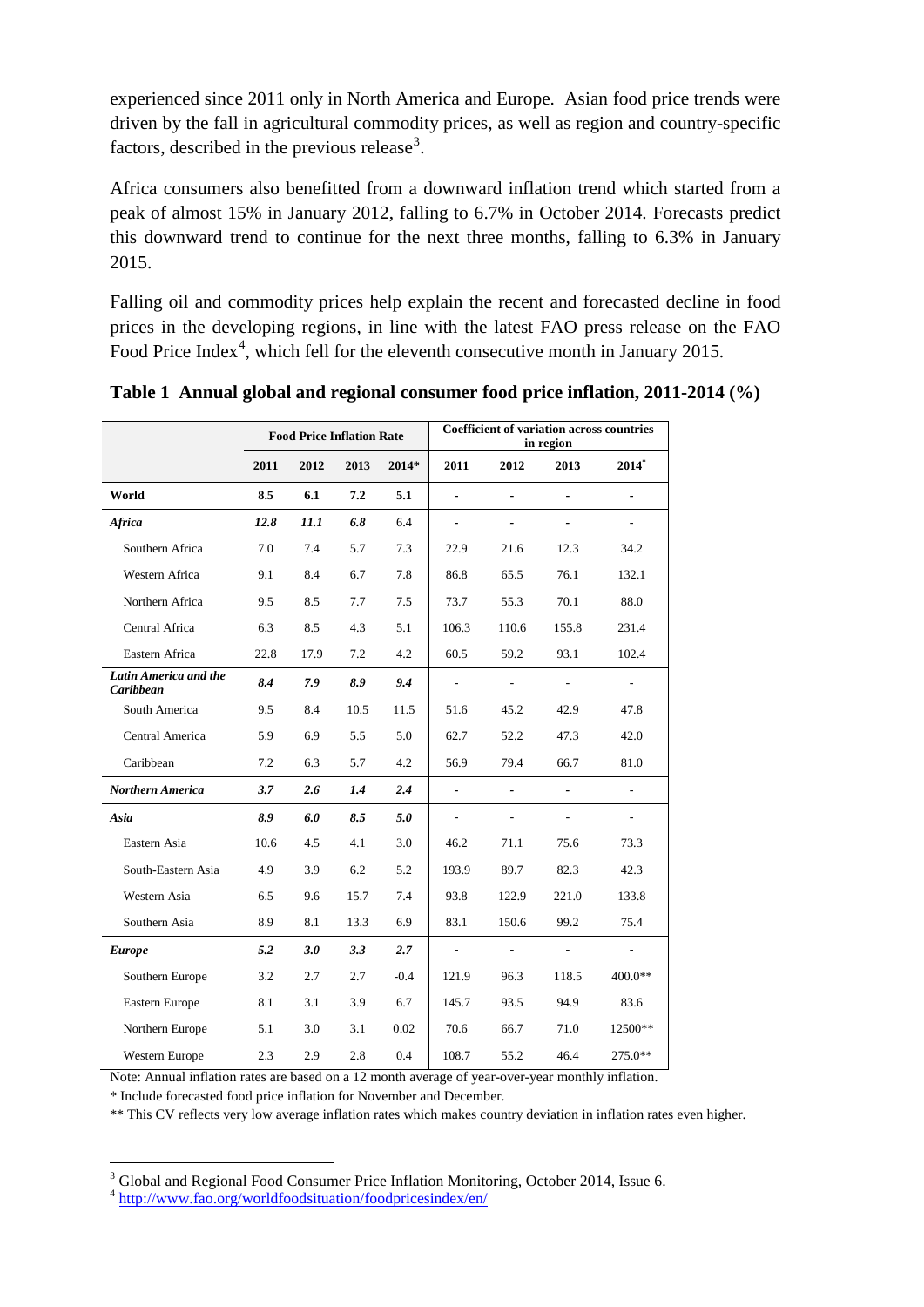experienced since 2011 only in North America and Europe. Asian food price trends were driven by the fall in agricultural commodity prices, as well as region and country-specific factors, described in the previous release[3].

Africa consumers also benefitted from a downward inflation trend which started from a peak of almost 15% in January 2012, falling to 6.7% in October 2014. Forecasts predict this downward trend to continue for the next three months, falling to 6.3% in January 2015.

Falling oil and commodity prices help explain the recent and forecasted decline in food prices in the developing regions, in line with the latest FAO press release on the FAO Food Price Index[4], which fell for the eleventh consecutive month in January 2015.

**Table 1 Annual global and regional consumer food price inflation, 2011-2014 (%)**

| | Food Price Inflation Rate | | | | Coefficient of variation across countries in region | | | |
|---|---|---|---|---|---|---|---|---|
| | **2011** | **2012** | **2013** | **2014*** | **2011** | **2012** | **2013** | **2014*** |
| **World** | **8.5** | **6.1** | **7.2** | **5.1** | - | - | - | - |
| ***Africa*** | ***12.8*** | ***11.1*** | ***6.8*** | 6.4 | - | - | - | - |
| Southern Africa | 7.0 | 7.4 | 5.7 | 7.3 | 22.9 | 21.6 | 12.3 | 34.2 |
| Western Africa | 9.1 | 8.4 | 6.7 | 7.8 | 86.8 | 65.5 | 76.1 | 132.1 |
| Northern Africa | 9.5 | 8.5 | 7.7 | 7.5 | 73.7 | 55.3 | 70.1 | 88.0 |
| Central Africa | 6.3 | 8.5 | 4.3 | 5.1 | 106.3 | 110.6 | 155.8 | 231.4 |
| Eastern Africa | 22.8 | 17.9 | 7.2 | 4.2 | 60.5 | 59.2 | 93.1 | 102.4 |
| ***Latin America and the Caribbean*** | ***8.4*** | ***7.9*** | ***8.9*** | ***9.4*** | - | - | - | - |
| South America | 9.5 | 8.4 | 10.5 | 11.5 | 51.6 | 45.2 | 42.9 | 47.8 |
| Central America | 5.9 | 6.9 | 5.5 | 5.0 | 62.7 | 52.2 | 47.3 | 42.0 |
| Caribbean | 7.2 | 6.3 | 5.7 | 4.2 | 56.9 | 79.4 | 66.7 | 81.0 |
| ***Northern America*** | ***3.7*** | ***2.6*** | ***1.4*** | ***2.4*** | - | - | - | - |
| ***Asia*** | ***8.9*** | ***6.0*** | ***8.5*** | ***5.0*** | - | - | - | - |
| Eastern Asia | 10.6 | 4.5 | 4.1 | 3.0 | 46.2 | 71.1 | 75.6 | 73.3 |
| South-Eastern Asia | 4.9 | 3.9 | 6.2 | 5.2 | 193.9 | 89.7 | 82.3 | 42.3 |
| Western Asia | 6.5 | 9.6 | 15.7 | 7.4 | 93.8 | 122.9 | 221.0 | 133.8 |
| Southern Asia | 8.9 | 8.1 | 13.3 | 6.9 | 83.1 | 150.6 | 99.2 | 75.4 |
| ***Europe*** | ***5.2*** | ***3.0*** | ***3.3*** | ***2.7*** | - | - | - | - |
| Southern Europe | 3.2 | 2.7 | 2.7 | -0.4 | 121.9 | 96.3 | 118.5 | 400.0** |
| Eastern Europe | 8.1 | 3.1 | 3.9 | 6.7 | 145.7 | 93.5 | 94.9 | 83.6 |
| Northern Europe | 5.1 | 3.0 | 3.1 | 0.02 | 70.6 | 66.7 | 71.0 | 12500** |
| Western Europe | 2.3 | 2.9 | 2.8 | 0.4 | 108.7 | 55.2 | 46.4 | 275.0** |

Note: Annual inflation rates are based on a 12 month average of year-over-year monthly inflation.

* Include forecasted food price inflation for November and December.

** This CV reflects very low average inflation rates which makes country deviation in inflation rates even higher.

[3] Global and Regional Food Consumer Price Inflation Monitoring, October 2014, Issue 6.

[4] http://www.fao.org/worldfoodsituation/foodpricesindex/en/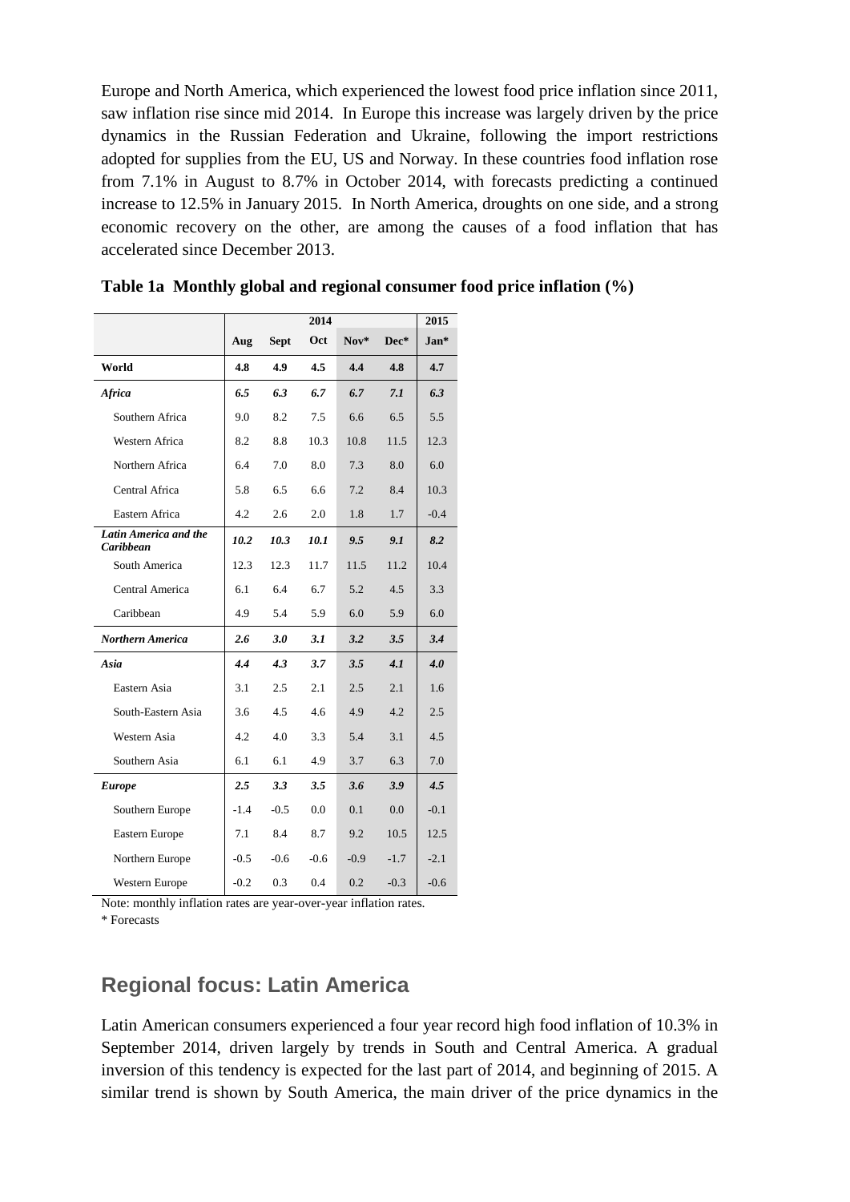Europe and North America, which experienced the lowest food price inflation since 2011, saw inflation rise since mid 2014. In Europe this increase was largely driven by the price dynamics in the Russian Federation and Ukraine, following the import restrictions adopted for supplies from the EU, US and Norway. In these countries food inflation rose from 7.1% in August to 8.7% in October 2014, with forecasts predicting a continued increase to 12.5% in January 2015. In North America, droughts on one side, and a strong economic recovery on the other, are among the causes of a food inflation that has accelerated since December 2013.

**Table 1a Monthly global and regional consumer food price inflation (%)**

| | 2014 | | | | | 2015 |
|---|---|---|---|---|---|---|
| | Aug | Sept | Oct | Nov* | Dec* | Jan* |
| **World** | **4.8** | **4.9** | **4.5** | **4.4** | **4.8** | **4.7** |
| ***Africa*** | ***6.5*** | ***6.3*** | ***6.7*** | ***6.7*** | ***7.1*** | ***6.3*** |
| Southern Africa | 9.0 | 8.2 | 7.5 | 6.6 | 6.5 | 5.5 |
| Western Africa | 8.2 | 8.8 | 10.3 | 10.8 | 11.5 | 12.3 |
| Northern Africa | 6.4 | 7.0 | 8.0 | 7.3 | 8.0 | 6.0 |
| Central Africa | 5.8 | 6.5 | 6.6 | 7.2 | 8.4 | 10.3 |
| Eastern Africa | 4.2 | 2.6 | 2.0 | 1.8 | 1.7 | -0.4 |
| ***Latin America and the Caribbean*** | ***10.2*** | ***10.3*** | ***10.1*** | ***9.5*** | ***9.1*** | ***8.2*** |
| South America | 12.3 | 12.3 | 11.7 | 11.5 | 11.2 | 10.4 |
| Central America | 6.1 | 6.4 | 6.7 | 5.2 | 4.5 | 3.3 |
| Caribbean | 4.9 | 5.4 | 5.9 | 6.0 | 5.9 | 6.0 |
| ***Northern America*** | ***2.6*** | ***3.0*** | ***3.1*** | ***3.2*** | ***3.5*** | ***3.4*** |
| ***Asia*** | ***4.4*** | ***4.3*** | ***3.7*** | ***3.5*** | ***4.1*** | ***4.0*** |
| Eastern Asia | 3.1 | 2.5 | 2.1 | 2.5 | 2.1 | 1.6 |
| South-Eastern Asia | 3.6 | 4.5 | 4.6 | 4.9 | 4.2 | 2.5 |
| Western Asia | 4.2 | 4.0 | 3.3 | 5.4 | 3.1 | 4.5 |
| Southern Asia | 6.1 | 6.1 | 4.9 | 3.7 | 6.3 | 7.0 |
| ***Europe*** | ***2.5*** | ***3.3*** | ***3.5*** | ***3.6*** | ***3.9*** | ***4.5*** |
| Southern Europe | -1.4 | -0.5 | 0.0 | 0.1 | 0.0 | -0.1 |
| Eastern Europe | 7.1 | 8.4 | 8.7 | 9.2 | 10.5 | 12.5 |
| Northern Europe | -0.5 | -0.6 | -0.6 | -0.9 | -1.7 | -2.1 |
| Western Europe | -0.2 | 0.3 | 0.4 | 0.2 | -0.3 | -0.6 |

Note: monthly inflation rates are year-over-year inflation rates.
* Forecasts

## Regional focus: Latin America

Latin American consumers experienced a four year record high food inflation of 10.3% in September 2014, driven largely by trends in South and Central America. A gradual inversion of this tendency is expected for the last part of 2014, and beginning of 2015. A similar trend is shown by South America, the main driver of the price dynamics in the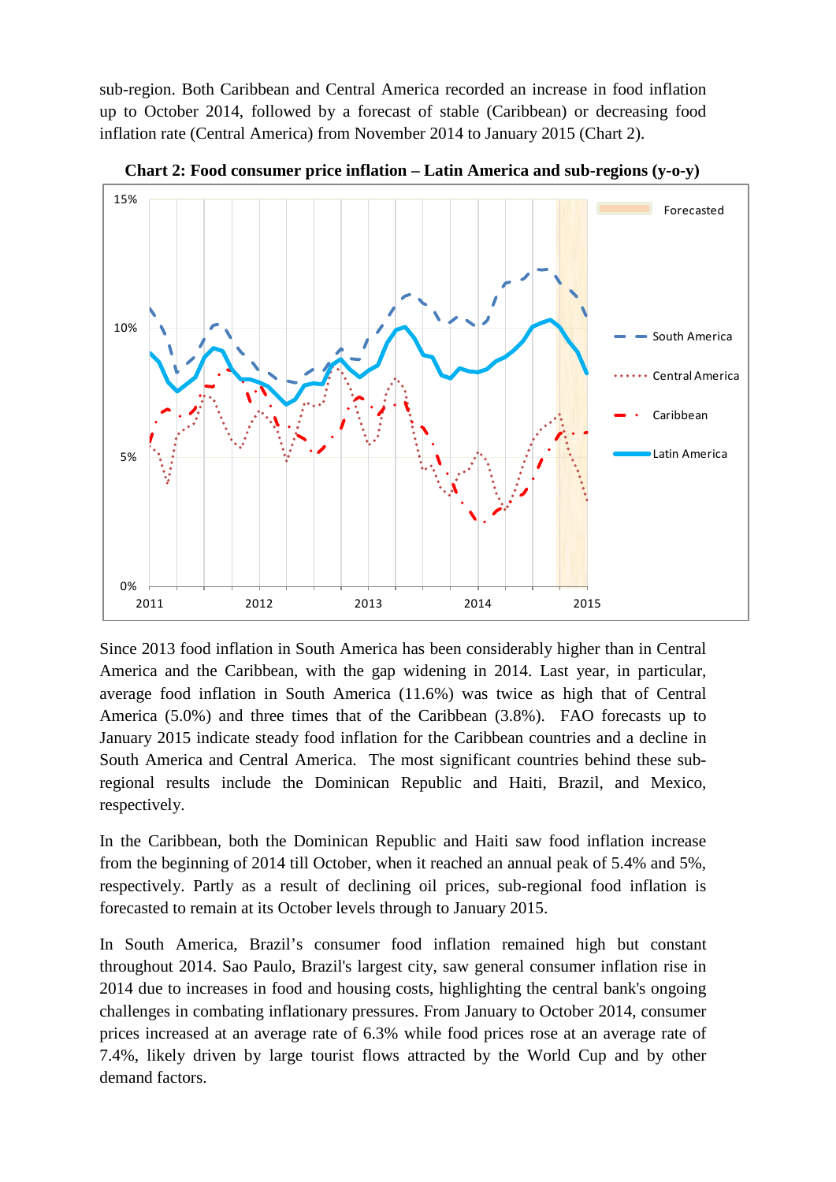sub-region. Both Caribbean and Central America recorded an increase in food inflation up to October 2014, followed by a forecast of stable (Caribbean) or decreasing food inflation rate (Central America) from November 2014 to January 2015 (Chart 2).

**Chart 2: Food consumer price inflation – Latin America and sub-regions (y-o-y)**

Since 2013 food inflation in South America has been considerably higher than in Central America and the Caribbean, with the gap widening in 2014. Last year, in particular, average food inflation in South America (11.6%) was twice as high that of Central America (5.0%) and three times that of the Caribbean (3.8%). FAO forecasts up to January 2015 indicate steady food inflation for the Caribbean countries and a decline in South America and Central America. The most significant countries behind these sub-regional results include the Dominican Republic and Haiti, Brazil, and Mexico, respectively.

In the Caribbean, both the Dominican Republic and Haiti saw food inflation increase from the beginning of 2014 till October, when it reached an annual peak of 5.4% and 5%, respectively. Partly as a result of declining oil prices, sub-regional food inflation is forecasted to remain at its October levels through to January 2015.

In South America, Brazil's consumer food inflation remained high but constant throughout 2014. Sao Paulo, Brazil's largest city, saw general consumer inflation rise in 2014 due to increases in food and housing costs, highlighting the central bank's ongoing challenges in combating inflationary pressures. From January to October 2014, consumer prices increased at an average rate of 6.3% while food prices rose at an average rate of 7.4%, likely driven by large tourist flows attracted by the World Cup and by other demand factors.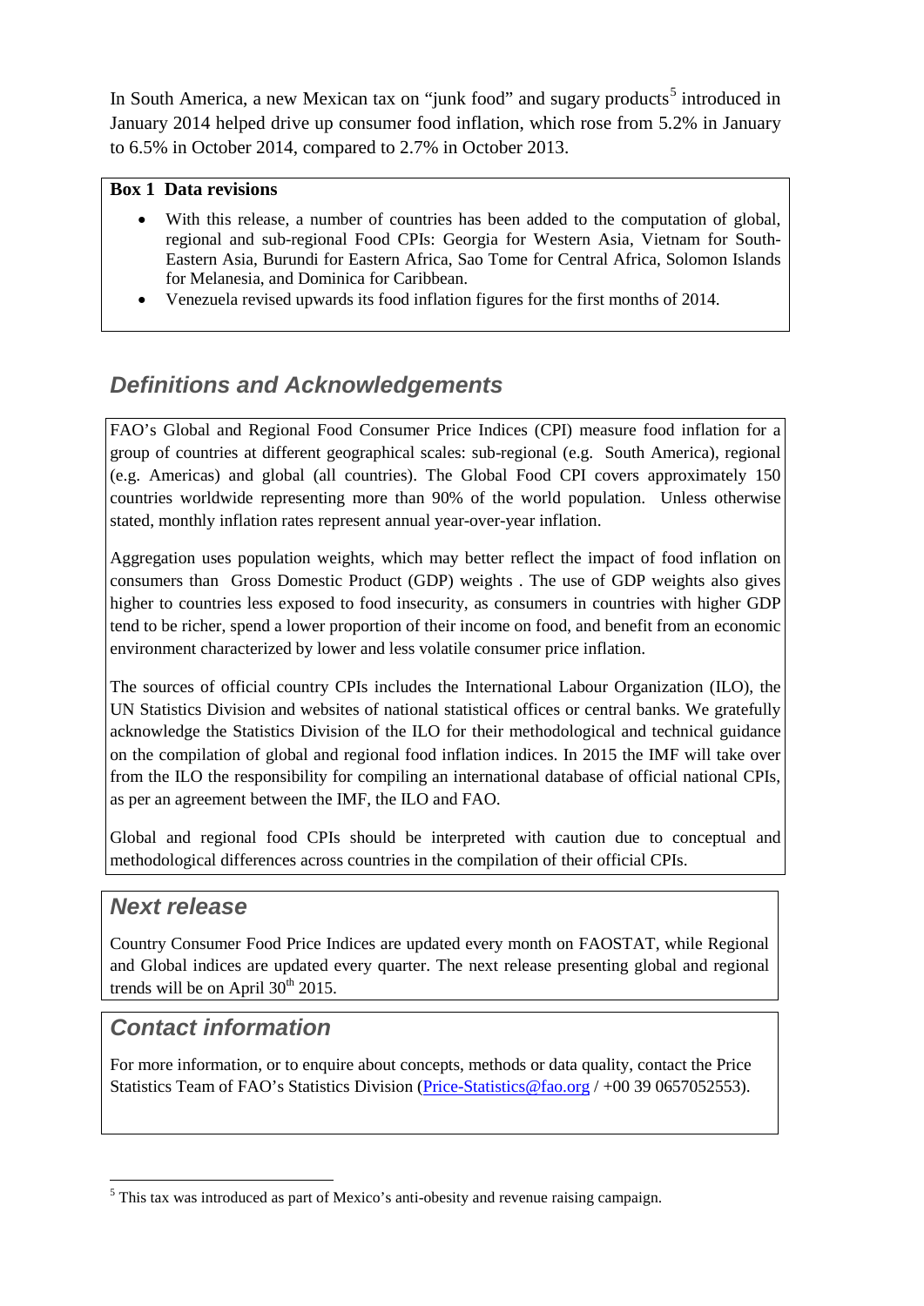In South America, a new Mexican tax on "junk food" and sugary products[5] introduced in January 2014 helped drive up consumer food inflation, which rose from 5.2% in January to 6.5% in October 2014, compared to 2.7% in October 2013.

**Box 1 Data revisions**

- With this release, a number of countries has been added to the computation of global, regional and sub-regional Food CPIs: Georgia for Western Asia, Vietnam for South-Eastern Asia, Burundi for Eastern Africa, Sao Tome for Central Africa, Solomon Islands for Melanesia, and Dominica for Caribbean.
- Venezuela revised upwards its food inflation figures for the first months of 2014.

## *Definitions and Acknowledgements*

FAO's Global and Regional Food Consumer Price Indices (CPI) measure food inflation for a group of countries at different geographical scales: sub-regional (e.g. South America), regional (e.g. Americas) and global (all countries). The Global Food CPI covers approximately 150 countries worldwide representing more than 90% of the world population. Unless otherwise stated, monthly inflation rates represent annual year-over-year inflation.

Aggregation uses population weights, which may better reflect the impact of food inflation on consumers than Gross Domestic Product (GDP) weights . The use of GDP weights also gives higher to countries less exposed to food insecurity, as consumers in countries with higher GDP tend to be richer, spend a lower proportion of their income on food, and benefit from an economic environment characterized by lower and less volatile consumer price inflation.

The sources of official country CPIs includes the International Labour Organization (ILO), the UN Statistics Division and websites of national statistical offices or central banks. We gratefully acknowledge the Statistics Division of the ILO for their methodological and technical guidance on the compilation of global and regional food inflation indices. In 2015 the IMF will take over from the ILO the responsibility for compiling an international database of official national CPIs, as per an agreement between the IMF, the ILO and FAO.

Global and regional food CPIs should be interpreted with caution due to conceptual and methodological differences across countries in the compilation of their official CPIs.

## *Next release*

Country Consumer Food Price Indices are updated every month on FAOSTAT, while Regional and Global indices are updated every quarter. The next release presenting global and regional trends will be on April 30th 2015.

## *Contact information*

For more information, or to enquire about concepts, methods or data quality, contact the Price Statistics Team of FAO's Statistics Division (Price-Statistics@fao.org / +00 39 0657052553).

[5] This tax was introduced as part of Mexico's anti-obesity and revenue raising campaign.